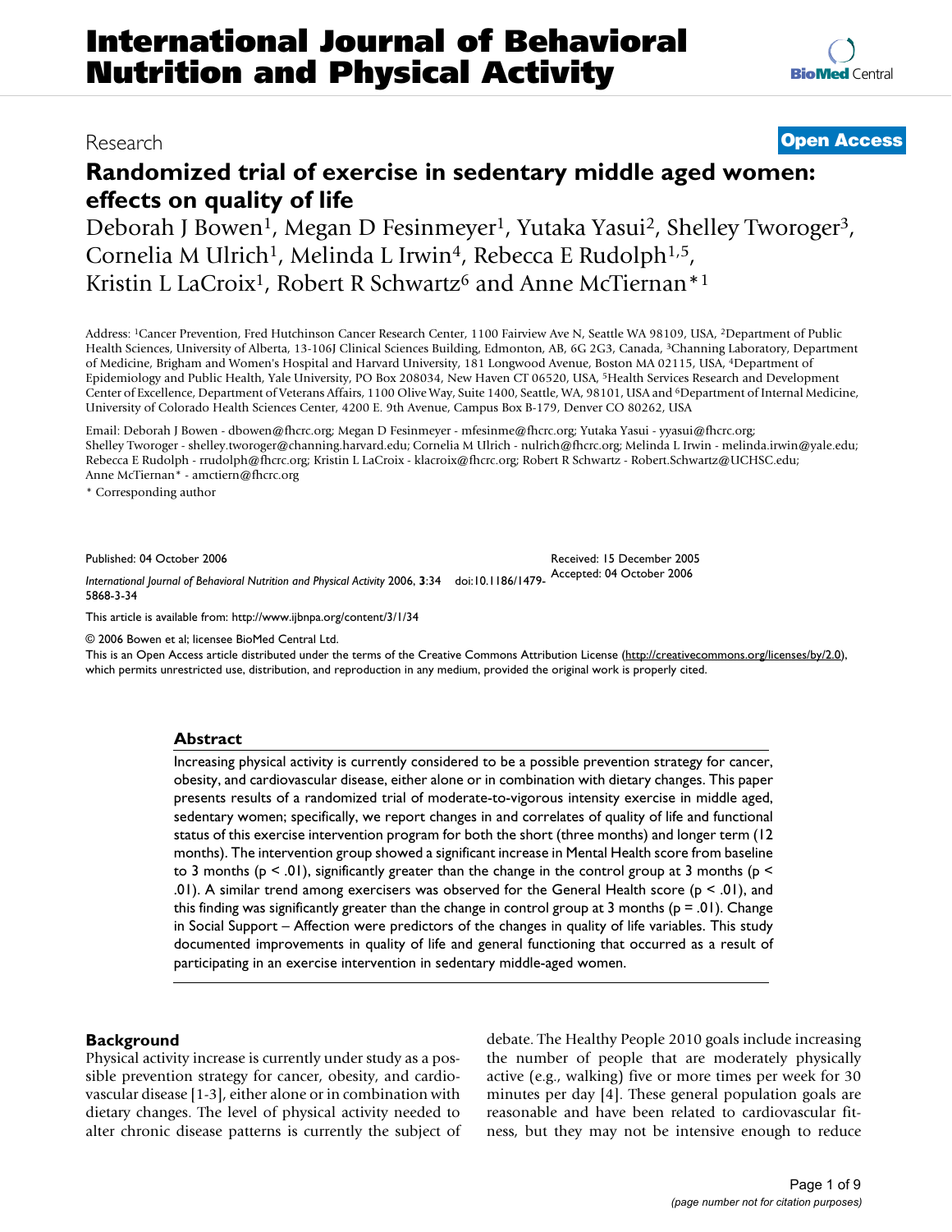# International Journal of Behavioral Nutrition and Physical Activity

Research **Open Access**

# Randomized trial of exercise in sedentary middle aged women: effects on quality of life

Deborah J Bowen[1], Megan D Fesinmeyer[1], Yutaka Yasui[2], Shelley Tworoger[3], Cornelia M Ulrich[1], Melinda L Irwin[4], Rebecca E Rudolph[1,5], Kristin L LaCroix[1], Robert R Schwartz[6] and Anne McTiernan*[1]

Address: [1]Cancer Prevention, Fred Hutchinson Cancer Research Center, 1100 Fairview Ave N, Seattle WA 98109, USA, [2]Department of Public Health Sciences, University of Alberta, 13-106J Clinical Sciences Building, Edmonton, AB, 6G 2G3, Canada, [3]Channing Laboratory, Department of Medicine, Brigham and Women's Hospital and Harvard University, 181 Longwood Avenue, Boston MA 02115, USA, [4]Department of Epidemiology and Public Health, Yale University, PO Box 208034, New Haven CT 06520, USA, [5]Health Services Research and Development Center of Excellence, Department of Veterans Affairs, 1100 Olive Way, Suite 1400, Seattle, WA, 98101, USA and [6]Department of Internal Medicine, University of Colorado Health Sciences Center, 4200 E. 9th Avenue, Campus Box B-179, Denver CO 80262, USA

Email: Deborah J Bowen - dbowen@fhcrc.org; Megan D Fesinmeyer - mfesinme@fhcrc.org; Yutaka Yasui - yyasui@fhcrc.org; Shelley Tworoger - shelley.tworoger@channing.harvard.edu; Cornelia M Ulrich - nulrich@fhcrc.org; Melinda L Irwin - melinda.irwin@yale.edu; Rebecca E Rudolph - rrudolph@fhcrc.org; Kristin L LaCroix - klacroix@fhcrc.org; Robert R Schwartz - Robert.Schwartz@UCHSC.edu; Anne McTiernan* - amctiern@fhcrc.org

\* Corresponding author

Published: 04 October 2006

*International Journal of Behavioral Nutrition and Physical Activity* 2006, **3**:34 doi:10.1186/1479-5868-3-34

Received: 15 December 2005
Accepted: 04 October 2006

This article is available from: http://www.ijbnpa.org/content/3/1/34

© 2006 Bowen et al; licensee BioMed Central Ltd.
This is an Open Access article distributed under the terms of the Creative Commons Attribution License (http://creativecommons.org/licenses/by/2.0), which permits unrestricted use, distribution, and reproduction in any medium, provided the original work is properly cited.

## Abstract

Increasing physical activity is currently considered to be a possible prevention strategy for cancer, obesity, and cardiovascular disease, either alone or in combination with dietary changes. This paper presents results of a randomized trial of moderate-to-vigorous intensity exercise in middle aged, sedentary women; specifically, we report changes in and correlates of quality of life and functional status of this exercise intervention program for both the short (three months) and longer term (12 months). The intervention group showed a significant increase in Mental Health score from baseline to 3 months ($p < .01$), significantly greater than the change in the control group at 3 months ($p < .01$). A similar trend among exercisers was observed for the General Health score ($p < .01$), and this finding was significantly greater than the change in control group at 3 months ($p = .01$). Change in Social Support – Affection were predictors of the changes in quality of life variables. This study documented improvements in quality of life and general functioning that occurred as a result of participating in an exercise intervention in sedentary middle-aged women.

## Background

Physical activity increase is currently under study as a possible prevention strategy for cancer, obesity, and cardiovascular disease [1-3], either alone or in combination with dietary changes. The level of physical activity needed to alter chronic disease patterns is currently the subject of debate. The Healthy People 2010 goals include increasing the number of people that are moderately physically active (e.g., walking) five or more times per week for 30 minutes per day [4]. These general population goals are reasonable and have been related to cardiovascular fitness, but they may not be intensive enough to reduce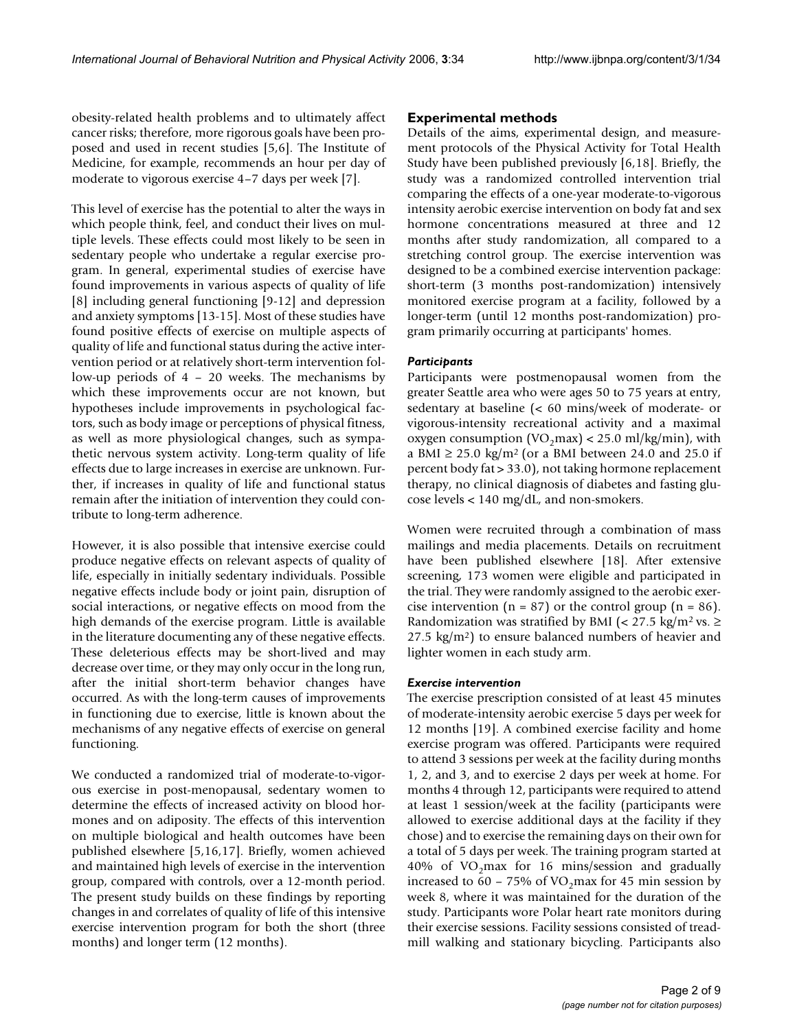obesity-related health problems and to ultimately affect cancer risks; therefore, more rigorous goals have been proposed and used in recent studies [5,6]. The Institute of Medicine, for example, recommends an hour per day of moderate to vigorous exercise 4–7 days per week [7].

This level of exercise has the potential to alter the ways in which people think, feel, and conduct their lives on multiple levels. These effects could most likely to be seen in sedentary people who undertake a regular exercise program. In general, experimental studies of exercise have found improvements in various aspects of quality of life [8] including general functioning [9-12] and depression and anxiety symptoms [13-15]. Most of these studies have found positive effects of exercise on multiple aspects of quality of life and functional status during the active intervention period or at relatively short-term intervention follow-up periods of 4 – 20 weeks. The mechanisms by which these improvements occur are not known, but hypotheses include improvements in psychological factors, such as body image or perceptions of physical fitness, as well as more physiological changes, such as sympathetic nervous system activity. Long-term quality of life effects due to large increases in exercise are unknown. Further, if increases in quality of life and functional status remain after the initiation of intervention they could contribute to long-term adherence.

However, it is also possible that intensive exercise could produce negative effects on relevant aspects of quality of life, especially in initially sedentary individuals. Possible negative effects include body or joint pain, disruption of social interactions, or negative effects on mood from the high demands of the exercise program. Little is available in the literature documenting any of these negative effects. These deleterious effects may be short-lived and may decrease over time, or they may only occur in the long run, after the initial short-term behavior changes have occurred. As with the long-term causes of improvements in functioning due to exercise, little is known about the mechanisms of any negative effects of exercise on general functioning.

We conducted a randomized trial of moderate-to-vigorous exercise in post-menopausal, sedentary women to determine the effects of increased activity on blood hormones and on adiposity. The effects of this intervention on multiple biological and health outcomes have been published elsewhere [5,16,17]. Briefly, women achieved and maintained high levels of exercise in the intervention group, compared with controls, over a 12-month period. The present study builds on these findings by reporting changes in and correlates of quality of life of this intensive exercise intervention program for both the short (three months) and longer term (12 months).

## Experimental methods

Details of the aims, experimental design, and measurement protocols of the Physical Activity for Total Health Study have been published previously [6,18]. Briefly, the study was a randomized controlled intervention trial comparing the effects of a one-year moderate-to-vigorous intensity aerobic exercise intervention on body fat and sex hormone concentrations measured at three and 12 months after study randomization, all compared to a stretching control group. The exercise intervention was designed to be a combined exercise intervention package: short-term (3 months post-randomization) intensively monitored exercise program at a facility, followed by a longer-term (until 12 months post-randomization) program primarily occurring at participants' homes.

### *Participants*

Participants were postmenopausal women from the greater Seattle area who were ages 50 to 75 years at entry, sedentary at baseline (< 60 mins/week of moderate- or vigorous-intensity recreational activity and a maximal oxygen consumption ($VO_2$max) < 25.0 ml/kg/min), with a BMI ≥ 25.0 kg/m$^2$ (or a BMI between 24.0 and 25.0 if percent body fat > 33.0), not taking hormone replacement therapy, no clinical diagnosis of diabetes and fasting glucose levels < 140 mg/dL, and non-smokers.

Women were recruited through a combination of mass mailings and media placements. Details on recruitment have been published elsewhere [18]. After extensive screening, 173 women were eligible and participated in the trial. They were randomly assigned to the aerobic exercise intervention (n = 87) or the control group (n = 86). Randomization was stratified by BMI (< 27.5 kg/m$^2$ vs. ≥ 27.5 kg/m$^2$) to ensure balanced numbers of heavier and lighter women in each study arm.

### *Exercise intervention*

The exercise prescription consisted of at least 45 minutes of moderate-intensity aerobic exercise 5 days per week for 12 months [19]. A combined exercise facility and home exercise program was offered. Participants were required to attend 3 sessions per week at the facility during months 1, 2, and 3, and to exercise 2 days per week at home. For months 4 through 12, participants were required to attend at least 1 session/week at the facility (participants were allowed to exercise additional days at the facility if they chose) and to exercise the remaining days on their own for a total of 5 days per week. The training program started at 40% of $VO_2$max for 16 mins/session and gradually increased to 60 – 75% of $VO_2$max for 45 min session by week 8, where it was maintained for the duration of the study. Participants wore Polar heart rate monitors during their exercise sessions. Facility sessions consisted of treadmill walking and stationary bicycling. Participants also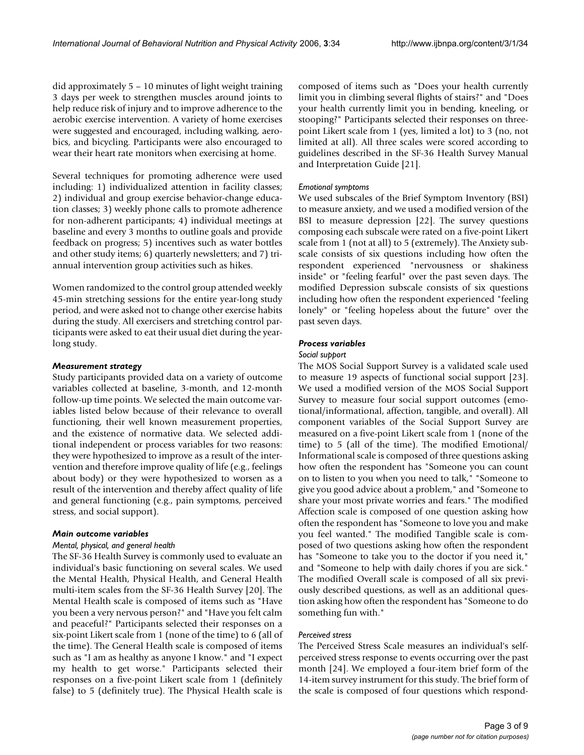did approximately 5 – 10 minutes of light weight training 3 days per week to strengthen muscles around joints to help reduce risk of injury and to improve adherence to the aerobic exercise intervention. A variety of home exercises were suggested and encouraged, including walking, aerobics, and bicycling. Participants were also encouraged to wear their heart rate monitors when exercising at home.

Several techniques for promoting adherence were used including: 1) individualized attention in facility classes; 2) individual and group exercise behavior-change education classes; 3) weekly phone calls to promote adherence for non-adherent participants; 4) individual meetings at baseline and every 3 months to outline goals and provide feedback on progress; 5) incentives such as water bottles and other study items; 6) quarterly newsletters; and 7) tri-annual intervention group activities such as hikes.

Women randomized to the control group attended weekly 45-min stretching sessions for the entire year-long study period, and were asked not to change other exercise habits during the study. All exercisers and stretching control participants were asked to eat their usual diet during the year-long study.

### *Measurement strategy*

Study participants provided data on a variety of outcome variables collected at baseline, 3-month, and 12-month follow-up time points. We selected the main outcome variables listed below because of their relevance to overall functioning, their well known measurement properties, and the existence of normative data. We selected additional independent or process variables for two reasons: they were hypothesized to improve as a result of the intervention and therefore improve quality of life (e.g., feelings about body) or they were hypothesized to worsen as a result of the intervention and thereby affect quality of life and general functioning (e.g., pain symptoms, perceived stress, and social support).

### *Main outcome variables*

#### *Mental, physical, and general health*

The SF-36 Health Survey is commonly used to evaluate an individual's basic functioning on several scales. We used the Mental Health, Physical Health, and General Health multi-item scales from the SF-36 Health Survey [20]. The Mental Health scale is composed of items such as "Have you been a very nervous person?" and "Have you felt calm and peaceful?" Participants selected their responses on a six-point Likert scale from 1 (none of the time) to 6 (all of the time). The General Health scale is composed of items such as "I am as healthy as anyone I know." and "I expect my health to get worse." Participants selected their responses on a five-point Likert scale from 1 (definitely false) to 5 (definitely true). The Physical Health scale is composed of items such as "Does your health currently limit you in climbing several flights of stairs?" and "Does your health currently limit you in bending, kneeling, or stooping?" Participants selected their responses on three-point Likert scale from 1 (yes, limited a lot) to 3 (no, not limited at all). All three scales were scored according to guidelines described in the SF-36 Health Survey Manual and Interpretation Guide [21].

#### *Emotional symptoms*

We used subscales of the Brief Symptom Inventory (BSI) to measure anxiety, and we used a modified version of the BSI to measure depression [22]. The survey questions composing each subscale were rated on a five-point Likert scale from 1 (not at all) to 5 (extremely). The Anxiety subscale consists of six questions including how often the respondent experienced "nervousness or shakiness inside" or "feeling fearful" over the past seven days. The modified Depression subscale consists of six questions including how often the respondent experienced "feeling lonely" or "feeling hopeless about the future" over the past seven days.

### *Process variables*

#### *Social support*

The MOS Social Support Survey is a validated scale used to measure 19 aspects of functional social support [23]. We used a modified version of the MOS Social Support Survey to measure four social support outcomes (emotional/informational, affection, tangible, and overall). All component variables of the Social Support Survey are measured on a five-point Likert scale from 1 (none of the time) to 5 (all of the time). The modified Emotional/Informational scale is composed of three questions asking how often the respondent has "Someone you can count on to listen to you when you need to talk," "Someone to give you good advice about a problem," and "Someone to share your most private worries and fears." The modified Affection scale is composed of one question asking how often the respondent has "Someone to love you and make you feel wanted." The modified Tangible scale is composed of two questions asking how often the respondent has "Someone to take you to the doctor if you need it," and "Someone to help with daily chores if you are sick." The modified Overall scale is composed of all six previously described questions, as well as an additional question asking how often the respondent has "Someone to do something fun with."

#### *Perceived stress*

The Perceived Stress Scale measures an individual's self-perceived stress response to events occurring over the past month [24]. We employed a four-item brief form of the 14-item survey instrument for this study. The brief form of the scale is composed of four questions which respond-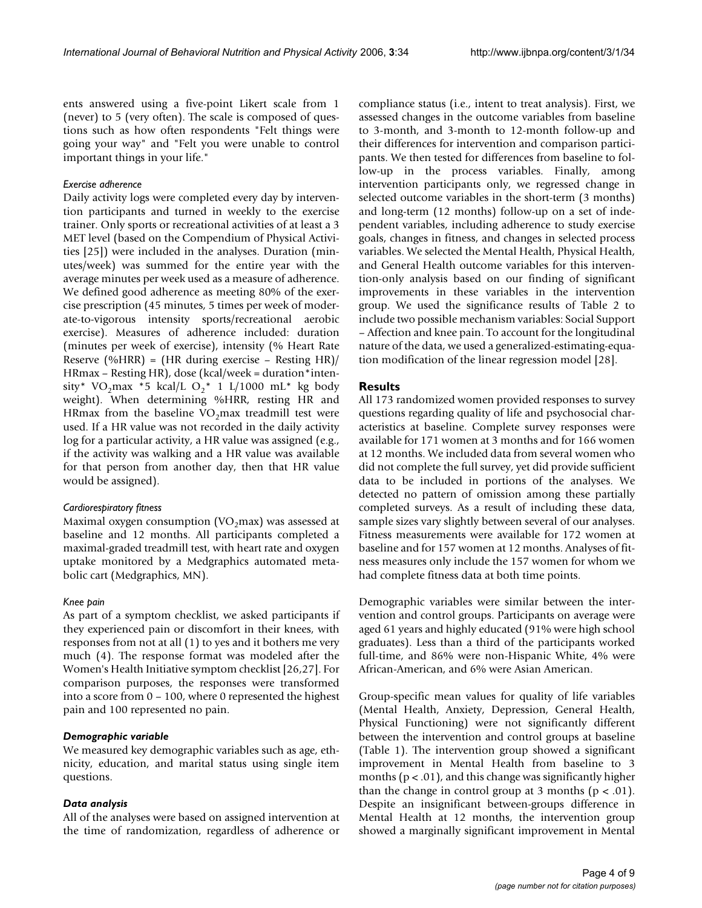ents answered using a five-point Likert scale from 1 (never) to 5 (very often). The scale is composed of questions such as how often respondents "Felt things were going your way" and "Felt you were unable to control important things in your life."

#### *Exercise adherence*

Daily activity logs were completed every day by intervention participants and turned in weekly to the exercise trainer. Only sports or recreational activities of at least a 3 MET level (based on the Compendium of Physical Activities [25]) were included in the analyses. Duration (minutes/week) was summed for the entire year with the average minutes per week used as a measure of adherence. We defined good adherence as meeting 80% of the exercise prescription (45 minutes, 5 times per week of moderate-to-vigorous intensity sports/recreational aerobic exercise). Measures of adherence included: duration (minutes per week of exercise), intensity (% Heart Rate Reserve (%HRR) = (HR during exercise – Resting HR)/ HRmax – Resting HR), dose (kcal/week = duration*intensity* $VO_2$max *5 kcal/L $O_2$* 1 L/1000 mL* kg body weight). When determining %HRR, resting HR and HRmax from the baseline $VO_2$max treadmill test were used. If a HR value was not recorded in the daily activity log for a particular activity, a HR value was assigned (e.g., if the activity was walking and a HR value was available for that person from another day, then that HR value would be assigned).

#### *Cardiorespiratory fitness*

Maximal oxygen consumption ($VO_2$max) was assessed at baseline and 12 months. All participants completed a maximal-graded treadmill test, with heart rate and oxygen uptake monitored by a Medgraphics automated metabolic cart (Medgraphics, MN).

#### *Knee pain*

As part of a symptom checklist, we asked participants if they experienced pain or discomfort in their knees, with responses from not at all (1) to yes and it bothers me very much (4). The response format was modeled after the Women's Health Initiative symptom checklist [26,27]. For comparison purposes, the responses were transformed into a score from 0 – 100, where 0 represented the highest pain and 100 represented no pain.

### *Demographic variable*

We measured key demographic variables such as age, ethnicity, education, and marital status using single item questions.

### *Data analysis*

All of the analyses were based on assigned intervention at the time of randomization, regardless of adherence or compliance status (i.e., intent to treat analysis). First, we assessed changes in the outcome variables from baseline to 3-month, and 3-month to 12-month follow-up and their differences for intervention and comparison participants. We then tested for differences from baseline to follow-up in the process variables. Finally, among intervention participants only, we regressed change in selected outcome variables in the short-term (3 months) and long-term (12 months) follow-up on a set of independent variables, including adherence to study exercise goals, changes in fitness, and changes in selected process variables. We selected the Mental Health, Physical Health, and General Health outcome variables for this intervention-only analysis based on our finding of significant improvements in these variables in the intervention group. We used the significance results of Table 2 to include two possible mechanism variables: Social Support – Affection and knee pain. To account for the longitudinal nature of the data, we used a generalized-estimating-equation modification of the linear regression model [28].

## Results

All 173 randomized women provided responses to survey questions regarding quality of life and psychosocial characteristics at baseline. Complete survey responses were available for 171 women at 3 months and for 166 women at 12 months. We included data from several women who did not complete the full survey, yet did provide sufficient data to be included in portions of the analyses. We detected no pattern of omission among these partially completed surveys. As a result of including these data, sample sizes vary slightly between several of our analyses. Fitness measurements were available for 172 women at baseline and for 157 women at 12 months. Analyses of fitness measures only include the 157 women for whom we had complete fitness data at both time points.

Demographic variables were similar between the intervention and control groups. Participants on average were aged 61 years and highly educated (91% were high school graduates). Less than a third of the participants worked full-time, and 86% were non-Hispanic White, 4% were African-American, and 6% were Asian American.

Group-specific mean values for quality of life variables (Mental Health, Anxiety, Depression, General Health, Physical Functioning) were not significantly different between the intervention and control groups at baseline (Table 1). The intervention group showed a significant improvement in Mental Health from baseline to 3 months ($p < .01$), and this change was significantly higher than the change in control group at 3 months ($p < .01$). Despite an insignificant between-groups difference in Mental Health at 12 months, the intervention group showed a marginally significant improvement in Mental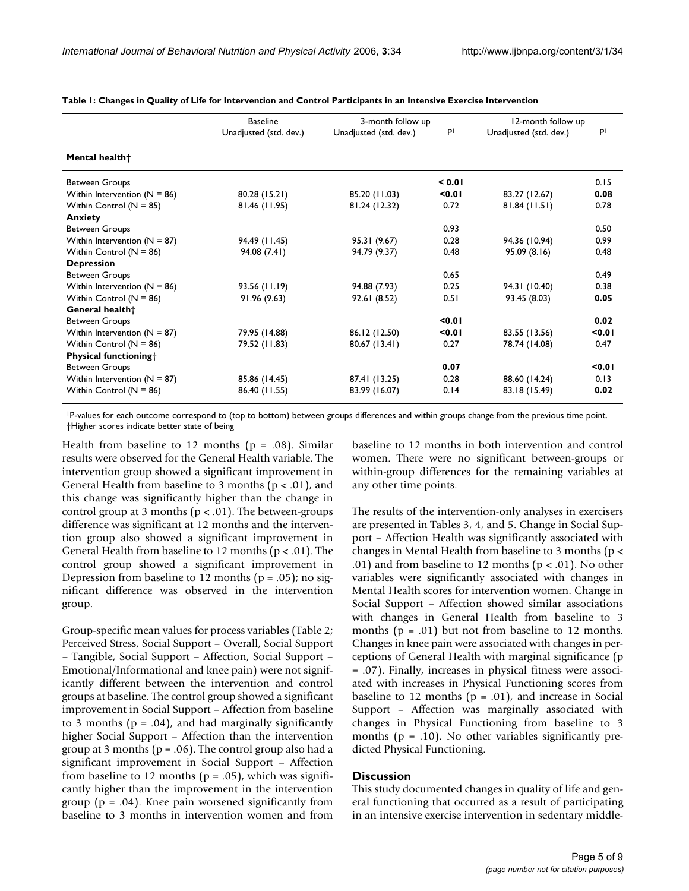**Table 1: Changes in Quality of Life for Intervention and Control Participants in an Intensive Exercise Intervention**

| | Baseline | 3-month follow up | | 12-month follow up | |
|---|---|---|---|---|---|
| | Unadjusted (std. dev.) | Unadjusted (std. dev.) | P[1] | Unadjusted (std. dev.) | P[1] |
| **Mental health†** | | | | | |
| Between Groups | | | **< 0.01** | | 0.15 |
| Within Intervention (N = 86) | 80.28 (15.21) | 85.20 (11.03) | **<0.01** | 83.27 (12.67) | **0.08** |
| Within Control (N = 85) | 81.46 (11.95) | 81.24 (12.32) | 0.72 | 81.84 (11.51) | 0.78 |
| **Anxiety** | | | | | |
| Between Groups | | | 0.93 | | 0.50 |
| Within Intervention (N = 87) | 94.49 (11.45) | 95.31 (9.67) | 0.28 | 94.36 (10.94) | 0.99 |
| Within Control (N = 86) | 94.08 (7.41) | 94.79 (9.37) | 0.48 | 95.09 (8.16) | 0.48 |
| **Depression** | | | | | |
| Between Groups | | | 0.65 | | 0.49 |
| Within Intervention (N = 86) | 93.56 (11.19) | 94.88 (7.93) | 0.25 | 94.31 (10.40) | 0.38 |
| Within Control (N = 86) | 91.96 (9.63) | 92.61 (8.52) | 0.51 | 93.45 (8.03) | **0.05** |
| **General health†** | | | | | |
| Between Groups | | | **<0.01** | | **0.02** |
| Within Intervention (N = 87) | 79.95 (14.88) | 86.12 (12.50) | **<0.01** | 83.55 (13.56) | **<0.01** |
| Within Control (N = 86) | 79.52 (11.83) | 80.67 (13.41) | 0.27 | 78.74 (14.08) | 0.47 |
| **Physical functioning†** | | | | | |
| Between Groups | | | **0.07** | | **<0.01** |
| Within Intervention (N = 87) | 85.86 (14.45) | 87.41 (13.25) | 0.28 | 88.60 (14.24) | 0.13 |
| Within Control (N = 86) | 86.40 (11.55) | 83.99 (16.07) | 0.14 | 83.18 (15.49) | **0.02** |

[1]P-values for each outcome correspond to (top to bottom) between groups differences and within groups change from the previous time point.
†Higher scores indicate better state of being

Health from baseline to 12 months ($p = .08$). Similar results were observed for the General Health variable. The intervention group showed a significant improvement in General Health from baseline to 3 months ($p < .01$), and this change was significantly higher than the change in control group at 3 months ($p < .01$). The between-groups difference was significant at 12 months and the intervention group also showed a significant improvement in General Health from baseline to 12 months ($p < .01$). The control group showed a significant improvement in Depression from baseline to 12 months ($p = .05$); no significant difference was observed in the intervention group.

Group-specific mean values for process variables (Table 2; Perceived Stress, Social Support – Overall, Social Support – Tangible, Social Support – Affection, Social Support – Emotional/Informational and knee pain) were not significantly different between the intervention and control groups at baseline. The control group showed a significant improvement in Social Support – Affection from baseline to 3 months ($p = .04$), and had marginally significantly higher Social Support – Affection than the intervention group at 3 months ($p = .06$). The control group also had a significant improvement in Social Support – Affection from baseline to 12 months ($p = .05$), which was significantly higher than the improvement in the intervention group ($p = .04$). Knee pain worsened significantly from baseline to 3 months in intervention women and from baseline to 12 months in both intervention and control women. There were no significant between-groups or within-group differences for the remaining variables at any other time points.

The results of the intervention-only analyses in exercisers are presented in Tables 3, 4, and 5. Change in Social Support – Affection Health was significantly associated with changes in Mental Health from baseline to 3 months ($p < .01$) and from baseline to 12 months ($p < .01$). No other variables were significantly associated with changes in Mental Health scores for intervention women. Change in Social Support – Affection showed similar associations with changes in General Health from baseline to 3 months ($p = .01$) but not from baseline to 12 months. Changes in knee pain were associated with changes in perceptions of General Health with marginal significance ($p = .07$). Finally, increases in physical fitness were associated with increases in Physical Functioning scores from baseline to 12 months ($p = .01$), and increase in Social Support – Affection was marginally associated with changes in Physical Functioning from baseline to 3 months ($p = .10$). No other variables significantly predicted Physical Functioning.

## Discussion

This study documented changes in quality of life and general functioning that occurred as a result of participating in an intensive exercise intervention in sedentary middle-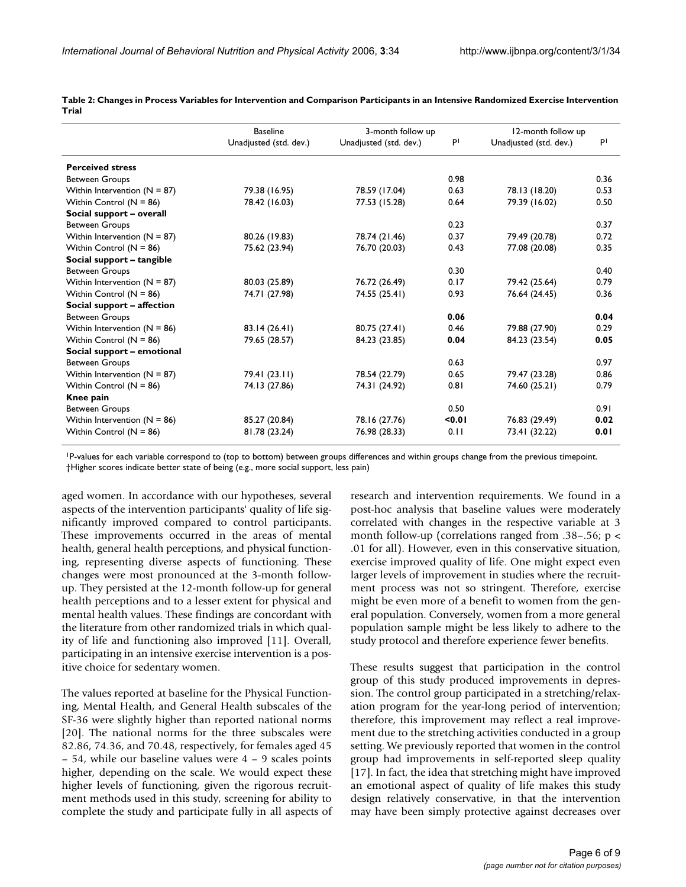**Table 2: Changes in Process Variables for Intervention and Comparison Participants in an Intensive Randomized Exercise Intervention Trial**

| | Baseline | 3-month follow up | | 12-month follow up | |
|---|---|---|---|---|---|
| | Unadjusted (std. dev.) | Unadjusted (std. dev.) | P[1] | Unadjusted (std. dev.) | P[1] |
| **Perceived stress** | | | | | |
| Between Groups | | | 0.98 | | 0.36 |
| Within Intervention (N = 87) | 79.38 (16.95) | 78.59 (17.04) | 0.63 | 78.13 (18.20) | 0.53 |
| Within Control (N = 86) | 78.42 (16.03) | 77.53 (15.28) | 0.64 | 79.39 (16.02) | 0.50 |
| **Social support – overall** | | | | | |
| Between Groups | | | 0.23 | | 0.37 |
| Within Intervention (N = 87) | 80.26 (19.83) | 78.74 (21.46) | 0.37 | 79.49 (20.78) | 0.72 |
| Within Control (N = 86) | 75.62 (23.94) | 76.70 (20.03) | 0.43 | 77.08 (20.08) | 0.35 |
| **Social support – tangible** | | | | | |
| Between Groups | | | 0.30 | | 0.40 |
| Within Intervention (N = 87) | 80.03 (25.89) | 76.72 (26.49) | 0.17 | 79.42 (25.64) | 0.79 |
| Within Control (N = 86) | 74.71 (27.98) | 74.55 (25.41) | 0.93 | 76.64 (24.45) | 0.36 |
| **Social support – affection** | | | | | |
| Between Groups | | | **0.06** | | **0.04** |
| Within Intervention (N = 86) | 83.14 (26.41) | 80.75 (27.41) | 0.46 | 79.88 (27.90) | 0.29 |
| Within Control (N = 86) | 79.65 (28.57) | 84.23 (23.85) | **0.04** | 84.23 (23.54) | **0.05** |
| **Social support – emotional** | | | | | |
| Between Groups | | | 0.63 | | 0.97 |
| Within Intervention (N = 87) | 79.41 (23.11) | 78.54 (22.79) | 0.65 | 79.47 (23.28) | 0.86 |
| Within Control (N = 86) | 74.13 (27.86) | 74.31 (24.92) | 0.81 | 74.60 (25.21) | 0.79 |
| **Knee pain** | | | | | |
| Between Groups | | | 0.50 | | 0.91 |
| Within Intervention (N = 86) | 85.27 (20.84) | 78.16 (27.76) | **<0.01** | 76.83 (29.49) | **0.02** |
| Within Control (N = 86) | 81.78 (23.24) | 76.98 (28.33) | 0.11 | 73.41 (32.22) | **0.01** |

[1]P-values for each variable correspond to (top to bottom) between groups differences and within groups change from the previous timepoint.
†Higher scores indicate better state of being (e.g., more social support, less pain)

aged women. In accordance with our hypotheses, several aspects of the intervention participants' quality of life significantly improved compared to control participants. These improvements occurred in the areas of mental health, general health perceptions, and physical functioning, representing diverse aspects of functioning. These changes were most pronounced at the 3-month follow-up. They persisted at the 12-month follow-up for general health perceptions and to a lesser extent for physical and mental health values. These findings are concordant with the literature from other randomized trials in which quality of life and functioning also improved [11]. Overall, participating in an intensive exercise intervention is a positive choice for sedentary women.

The values reported at baseline for the Physical Functioning, Mental Health, and General Health subscales of the SF-36 were slightly higher than reported national norms [20]. The national norms for the three subscales were 82.86, 74.36, and 70.48, respectively, for females aged 45 – 54, while our baseline values were 4 – 9 scales points higher, depending on the scale. We would expect these higher levels of functioning, given the rigorous recruitment methods used in this study, screening for ability to complete the study and participate fully in all aspects of research and intervention requirements. We found in a post-hoc analysis that baseline values were moderately correlated with changes in the respective variable at 3 month follow-up (correlations ranged from .38–.56; $p < .01$ for all). However, even in this conservative situation, exercise improved quality of life. One might expect even larger levels of improvement in studies where the recruitment process was not so stringent. Therefore, exercise might be even more of a benefit to women from the general population. Conversely, women from a more general population sample might be less likely to adhere to the study protocol and therefore experience fewer benefits.

These results suggest that participation in the control group of this study produced improvements in depression. The control group participated in a stretching/relaxation program for the year-long period of intervention; therefore, this improvement may reflect a real improvement due to the stretching activities conducted in a group setting. We previously reported that women in the control group had improvements in self-reported sleep quality [17]. In fact, the idea that stretching might have improved an emotional aspect of quality of life makes this study design relatively conservative, in that the intervention may have been simply protective against decreases over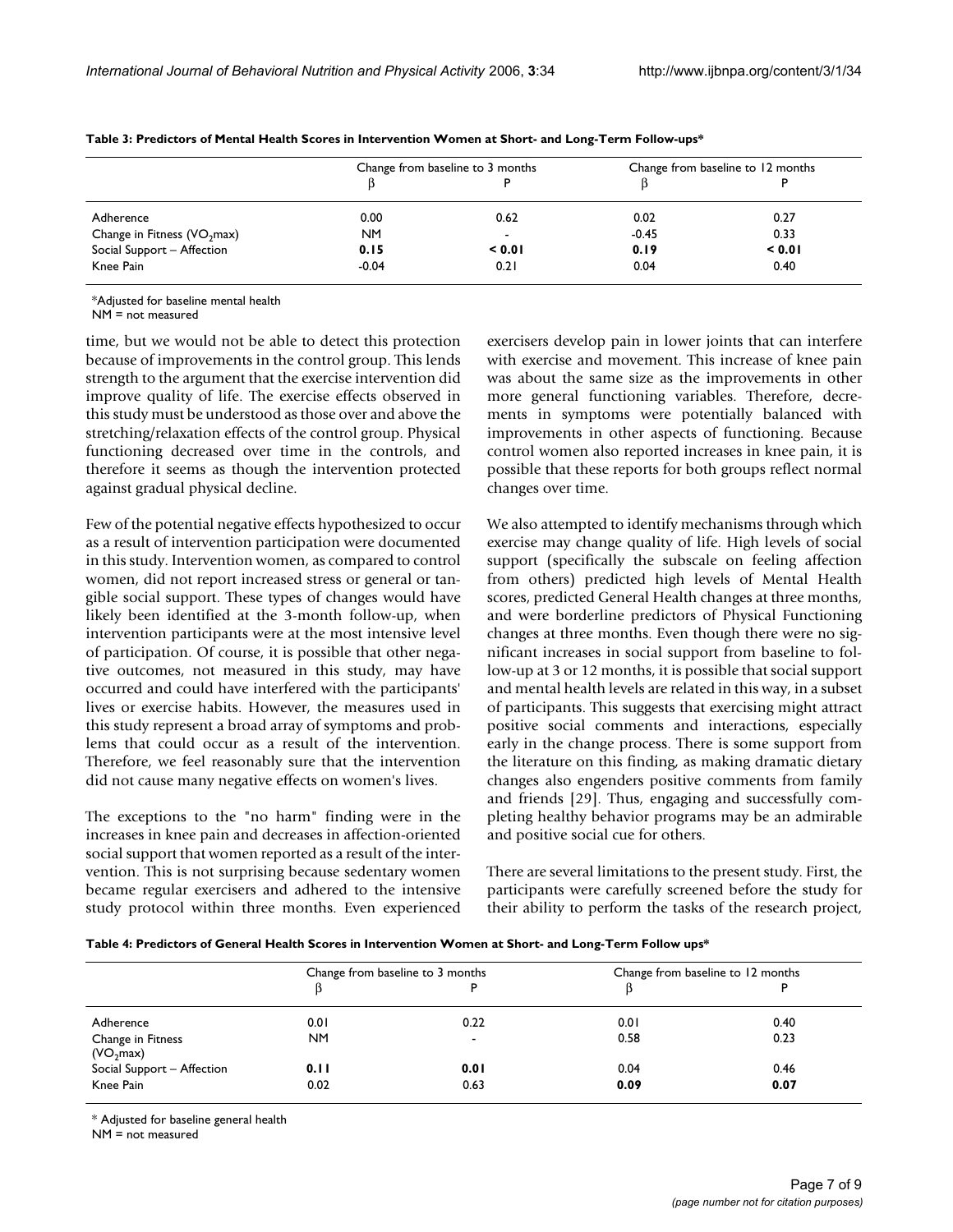**Table 3: Predictors of Mental Health Scores in Intervention Women at Short- and Long-Term Follow-ups***

| | Change from baseline to 3 months | | Change from baseline to 12 months | |
|---|---|---|---|---|
| | β | P | β | P |
| Adherence | 0.00 | 0.62 | 0.02 | 0.27 |
| Change in Fitness ($VO_2max$) | NM | - | -0.45 | 0.33 |
| Social Support – Affection | **0.15** | **< 0.01** | **0.19** | **< 0.01** |
| Knee Pain | -0.04 | 0.21 | 0.04 | 0.40 |

*Adjusted for baseline mental health
NM = not measured

time, but we would not be able to detect this protection because of improvements in the control group. This lends strength to the argument that the exercise intervention did improve quality of life. The exercise effects observed in this study must be understood as those over and above the stretching/relaxation effects of the control group. Physical functioning decreased over time in the controls, and therefore it seems as though the intervention protected against gradual physical decline.

Few of the potential negative effects hypothesized to occur as a result of intervention participation were documented in this study. Intervention women, as compared to control women, did not report increased stress or general or tangible social support. These types of changes would have likely been identified at the 3-month follow-up, when intervention participants were at the most intensive level of participation. Of course, it is possible that other negative outcomes, not measured in this study, may have occurred and could have interfered with the participants' lives or exercise habits. However, the measures used in this study represent a broad array of symptoms and problems that could occur as a result of the intervention. Therefore, we feel reasonably sure that the intervention did not cause many negative effects on women's lives.

The exceptions to the "no harm" finding were in the increases in knee pain and decreases in affection-oriented social support that women reported as a result of the intervention. This is not surprising because sedentary women became regular exercisers and adhered to the intensive study protocol within three months. Even experienced exercisers develop pain in lower joints that can interfere with exercise and movement. This increase of knee pain was about the same size as the improvements in other more general functioning variables. Therefore, decrements in symptoms were potentially balanced with improvements in other aspects of functioning. Because control women also reported increases in knee pain, it is possible that these reports for both groups reflect normal changes over time.

We also attempted to identify mechanisms through which exercise may change quality of life. High levels of social support (specifically the subscale on feeling affection from others) predicted high levels of Mental Health scores, predicted General Health changes at three months, and were borderline predictors of Physical Functioning changes at three months. Even though there were no significant increases in social support from baseline to follow-up at 3 or 12 months, it is possible that social support and mental health levels are related in this way, in a subset of participants. This suggests that exercising might attract positive social comments and interactions, especially early in the change process. There is some support from the literature on this finding, as making dramatic dietary changes also engenders positive comments from family and friends [29]. Thus, engaging and successfully completing healthy behavior programs may be an admirable and positive social cue for others.

There are several limitations to the present study. First, the participants were carefully screened before the study for their ability to perform the tasks of the research project,

**Table 4: Predictors of General Health Scores in Intervention Women at Short- and Long-Term Follow ups***

| | Change from baseline to 3 months | | Change from baseline to 12 months | |
|---|---|---|---|---|
| | β | P | β | P |
| Adherence | 0.01 | 0.22 | 0.01 | 0.40 |
| Change in Fitness ($VO_2max$) | NM | - | 0.58 | 0.23 |
| Social Support – Affection | **0.11** | **0.01** | 0.04 | 0.46 |
| Knee Pain | 0.02 | 0.63 | **0.09** | **0.07** |

* Adjusted for baseline general health
NM = not measured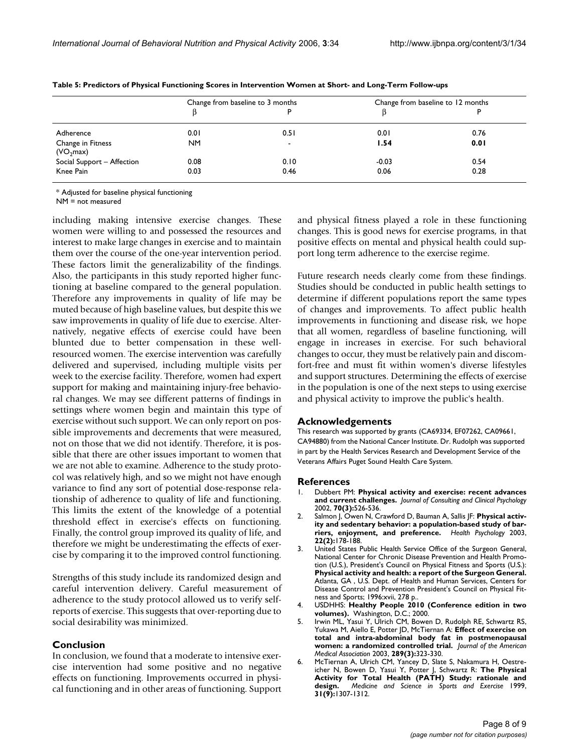**Table 5: Predictors of Physical Functioning Scores in Intervention Women at Short- and Long-Term Follow-ups**

| | Change from baseline to 3 months | | Change from baseline to 12 months | |
|---|---|---|---|---|
| | β | P | β | P |
| Adherence | 0.01 | 0.51 | 0.01 | 0.76 |
| Change in Fitness ($VO_2$max) | NM | - | **1.54** | **0.01** |
| Social Support – Affection | 0.08 | 0.10 | -0.03 | 0.54 |
| Knee Pain | 0.03 | 0.46 | 0.06 | 0.28 |

* Adjusted for baseline physical functioning
NM = not measured

including making intensive exercise changes. These women were willing to and possessed the resources and interest to make large changes in exercise and to maintain them over the course of the one-year intervention period. These factors limit the generalizability of the findings. Also, the participants in this study reported higher functioning at baseline compared to the general population. Therefore any improvements in quality of life may be muted because of high baseline values, but despite this we saw improvements in quality of life due to exercise. Alternatively, negative effects of exercise could have been blunted due to better compensation in these well-resourced women. The exercise intervention was carefully delivered and supervised, including multiple visits per week to the exercise facility. Therefore, women had expert support for making and maintaining injury-free behavioral changes. We may see different patterns of findings in settings where women begin and maintain this type of exercise without such support. We can only report on possible improvements and decrements that were measured, not on those that we did not identify. Therefore, it is possible that there are other issues important to women that we are not able to examine. Adherence to the study protocol was relatively high, and so we might not have enough variance to find any sort of potential dose-response relationship of adherence to quality of life and functioning. This limits the extent of the knowledge of a potential threshold effect in exercise's effects on functioning. Finally, the control group improved its quality of life, and therefore we might be underestimating the effects of exercise by comparing it to the improved control functioning.

Strengths of this study include its randomized design and careful intervention delivery. Careful measurement of adherence to the study protocol allowed us to verify self-reports of exercise. This suggests that over-reporting due to social desirability was minimized.

## Conclusion

In conclusion, we found that a moderate to intensive exercise intervention had some positive and no negative effects on functioning. Improvements occurred in physical functioning and in other areas of functioning. Support and physical fitness played a role in these functioning changes. This is good news for exercise programs, in that positive effects on mental and physical health could support long term adherence to the exercise regime.

Future research needs clearly come from these findings. Studies should be conducted in public health settings to determine if different populations report the same types of changes and improvements. To affect public health improvements in functioning and disease risk, we hope that all women, regardless of baseline functioning, will engage in increases in exercise. For such behavioral changes to occur, they must be relatively pain and discomfort-free and must fit within women's diverse lifestyles and support structures. Determining the effects of exercise in the population is one of the next steps to using exercise and physical activity to improve the public's health.

## Acknowledgements

This research was supported by grants (CA69334, EF07262, CA09661, CA94880) from the National Cancer Institute. Dr. Rudolph was supported in part by the Health Services Research and Development Service of the Veterans Affairs Puget Sound Health Care System.

## References

1. Dubbert PM: **Physical activity and exercise: recent advances and current challenges.** *Journal of Consulting and Clinical Psychology* 2002, **70(3):**526-536.
2. Salmon J, Owen N, Crawford D, Bauman A, Sallis JF: **Physical activity and sedentary behavior: a population-based study of barriers, enjoyment, and preference.** *Health Psychology* 2003, **22(2):**178-188.
3. United States Public Health Service Office of the Surgeon General, National Center for Chronic Disease Prevention and Health Promotion (U.S.), President's Council on Physical Fitness and Sports (U.S.): **Physical activity and health: a report of the Surgeon General.** Atlanta, GA , U.S. Dept. of Health and Human Services, Centers for Disease Control and Prevention President's Council on Physical Fitness and Sports; 1996:xvii, 278 p..
4. USDHHS: **Healthy People 2010 (Conference edition in two volumes).** Washington, D.C.; 2000.
5. Irwin ML, Yasui Y, Ulrich CM, Bowen D, Rudolph RE, Schwartz RS, Yukawa M, Aiello E, Potter JD, McTiernan A: **Effect of exercise on total and intra-abdominal body fat in postmenopausal women: a randomized controlled trial.** *Journal of the American Medical Association* 2003, **289(3):**323-330.
6. McTiernan A, Ulrich CM, Yancey D, Slate S, Nakamura H, Oestreicher N, Bowen D, Yasui Y, Potter J, Schwartz R: **The Physical Activity for Total Health (PATH) Study: rationale and design.** *Medicine and Science in Sports and Exercise* 1999, **31(9):**1307-1312.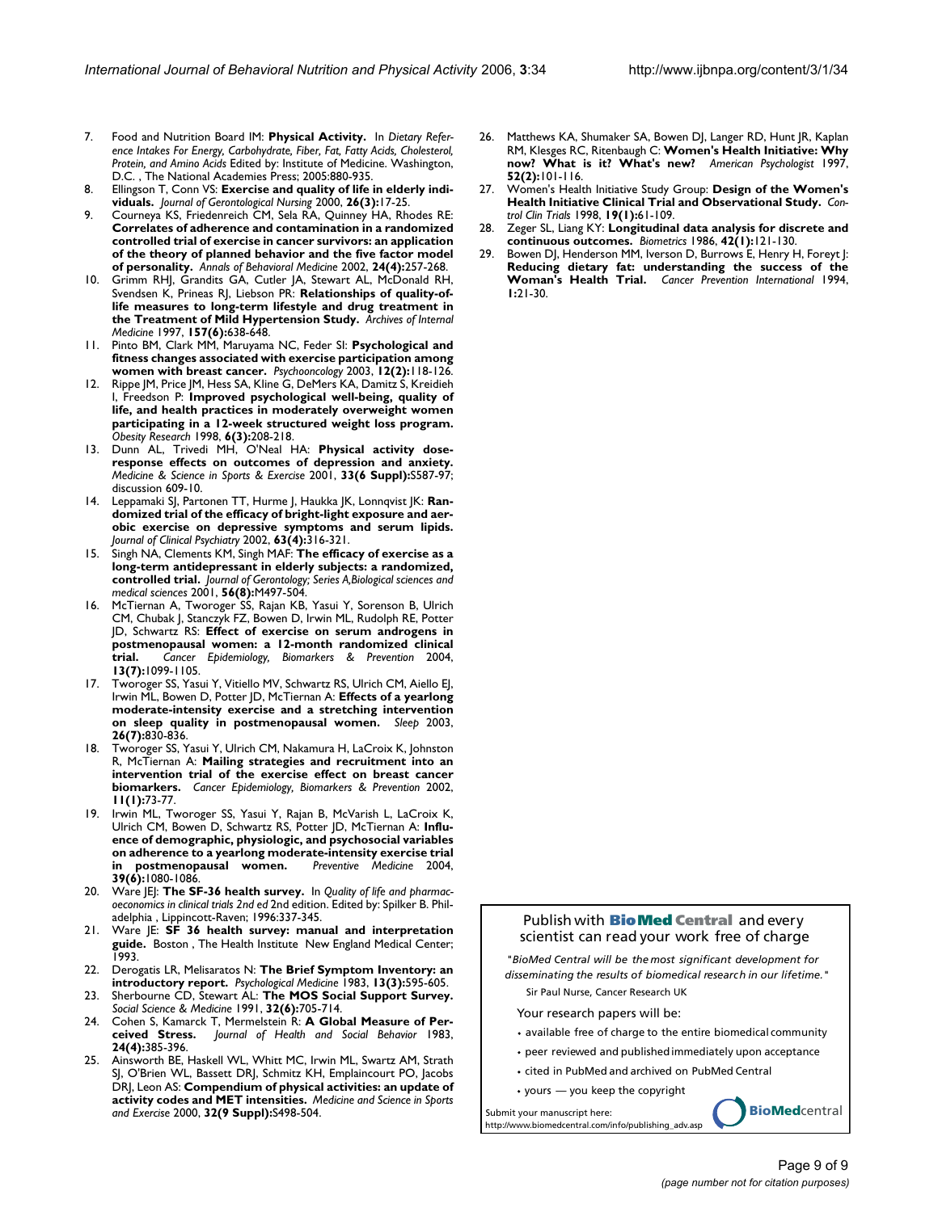7. Food and Nutrition Board IM: **Physical Activity.** In *Dietary Reference Intakes For Energy, Carbohydrate, Fiber, Fat, Fatty Acids, Cholesterol, Protein, and Amino Acids* Edited by: Institute of Medicine. Washington, D.C. , The National Academies Press; 2005:880-935.
8. Ellingson T, Conn VS: **Exercise and quality of life in elderly individuals.** *Journal of Gerontological Nursing* 2000, **26(3):**17-25.
9. Courneya KS, Friedenreich CM, Sela RA, Quinney HA, Rhodes RE: **Correlates of adherence and contamination in a randomized controlled trial of exercise in cancer survivors: an application of the theory of planned behavior and the five factor model of personality.** *Annals of Behavioral Medicine* 2002, **24(4):**257-268.
10. Grimm RHJ, Grandits GA, Cutler JA, Stewart AL, McDonald RH, Svendsen K, Prineas RJ, Liebson PR: **Relationships of quality-of-life measures to long-term lifestyle and drug treatment in the Treatment of Mild Hypertension Study.** *Archives of Internal Medicine* 1997, **157(6):**638-648.
11. Pinto BM, Clark MM, Maruyama NC, Feder SI: **Psychological and fitness changes associated with exercise participation among women with breast cancer.** *Psychooncology* 2003, **12(2):**118-126.
12. Rippe JM, Price JM, Hess SA, Kline G, DeMers KA, Damitz S, Kreidieh I, Freedson P: **Improved psychological well-being, quality of life, and health practices in moderately overweight women participating in a 12-week structured weight loss program.** *Obesity Research* 1998, **6(3):**208-218.
13. Dunn AL, Trivedi MH, O'Neal HA: **Physical activity dose-response effects on outcomes of depression and anxiety.** *Medicine & Science in Sports & Exercise* 2001, **33(6 Suppl):**S587-97; discussion 609-10.
14. Leppamaki SJ, Partonen TT, Hurme J, Haukka JK, Lonnqvist JK: **Randomized trial of the efficacy of bright-light exposure and aerobic exercise on depressive symptoms and serum lipids.** *Journal of Clinical Psychiatry* 2002, **63(4):**316-321.
15. Singh NA, Clements KM, Singh MAF: **The efficacy of exercise as a long-term antidepressant in elderly subjects: a randomized, controlled trial.** *Journal of Gerontology; Series A,Biological sciences and medical sciences* 2001, **56(8):**M497-504.
16. McTiernan A, Tworoger SS, Rajan KB, Yasui Y, Sorenson B, Ulrich CM, Chubak J, Stanczyk FZ, Bowen D, Irwin ML, Rudolph RE, Potter JD, Schwartz RS: **Effect of exercise on serum androgens in postmenopausal women: a 12-month randomized clinical trial.** *Cancer Epidemiology, Biomarkers & Prevention* 2004, **13(7):**1099-1105.
17. Tworoger SS, Yasui Y, Vitiello MV, Schwartz RS, Ulrich CM, Aiello EJ, Irwin ML, Bowen D, Potter JD, McTiernan A: **Effects of a yearlong moderate-intensity exercise and a stretching intervention on sleep quality in postmenopausal women.** *Sleep* 2003, **26(7):**830-836.
18. Tworoger SS, Yasui Y, Ulrich CM, Nakamura H, LaCroix K, Johnston R, McTiernan A: **Mailing strategies and recruitment into an intervention trial of the exercise effect on breast cancer biomarkers.** *Cancer Epidemiology, Biomarkers & Prevention* 2002, **11(1):**73-77.
19. Irwin ML, Tworoger SS, Yasui Y, Rajan B, McVarish L, LaCroix K, Ulrich CM, Bowen D, Schwartz RS, Potter JD, McTiernan A: **Influence of demographic, physiologic, and psychosocial variables on adherence to a yearlong moderate-intensity exercise trial in postmenopausal women.** *Preventive Medicine* 2004, **39(6):**1080-1086.
20. Ware JEJ: **The SF-36 health survey.** In *Quality of life and pharmacoeconomics in clinical trials 2nd ed* 2nd edition. Edited by: Spilker B. Philadelphia , Lippincott-Raven; 1996:337-345.
21. Ware JE: **SF 36 health survey: manual and interpretation guide.** Boston , The Health Institute New England Medical Center; 1993.
22. Derogatis LR, Melisaratos N: **The Brief Symptom Inventory: an introductory report.** *Psychological Medicine* 1983, **13(3):**595-605.
23. Sherbourne CD, Stewart AL: **The MOS Social Support Survey.** *Social Science & Medicine* 1991, **32(6):**705-714.
24. Cohen S, Kamarck T, Mermelstein R: **A Global Measure of Perceived Stress.** *Journal of Health and Social Behavior* 1983, **24(4):**385-396.
25. Ainsworth BE, Haskell WL, Whitt MC, Irwin ML, Swartz AM, Strath SJ, O'Brien WL, Bassett DRJ, Schmitz KH, Emplaincourt PO, Jacobs DRJ, Leon AS: **Compendium of physical activities: an update of activity codes and MET intensities.** *Medicine and Science in Sports and Exercise* 2000, **32(9 Suppl):**S498-504.
26. Matthews KA, Shumaker SA, Bowen DJ, Langer RD, Hunt JR, Kaplan RM, Klesges RC, Ritenbaugh C: **Women's Health Initiative: Why now? What is it? What's new?** *American Psychologist* 1997, **52(2):**101-116.
27. Women's Health Initiative Study Group: **Design of the Women's Health Initiative Clinical Trial and Observational Study.** *Control Clin Trials* 1998, **19(1):**61-109.
28. Zeger SL, Liang KY: **Longitudinal data analysis for discrete and continuous outcomes.** *Biometrics* 1986, **42(1):**121-130.
29. Bowen DJ, Henderson MM, Iverson D, Burrows E, Henry H, Foreyt J: **Reducing dietary fat: understanding the success of the Woman's Health Trial.** *Cancer Prevention International* 1994, **1:**21-30.

Publish with **BioMed Central** and every scientist can read your work free of charge

*"BioMed Central will be the most significant development for disseminating the results of biomedical research in our lifetime."*
Sir Paul Nurse, Cancer Research UK

Your research papers will be:

- available free of charge to the entire biomedical community
- peer reviewed and published immediately upon acceptance
- cited in PubMed and archived on PubMed Central
- yours — you keep the copyright

Submit your manuscript here:
http://www.biomedcentral.com/info/publishing_adv.asp

**BioMed**central